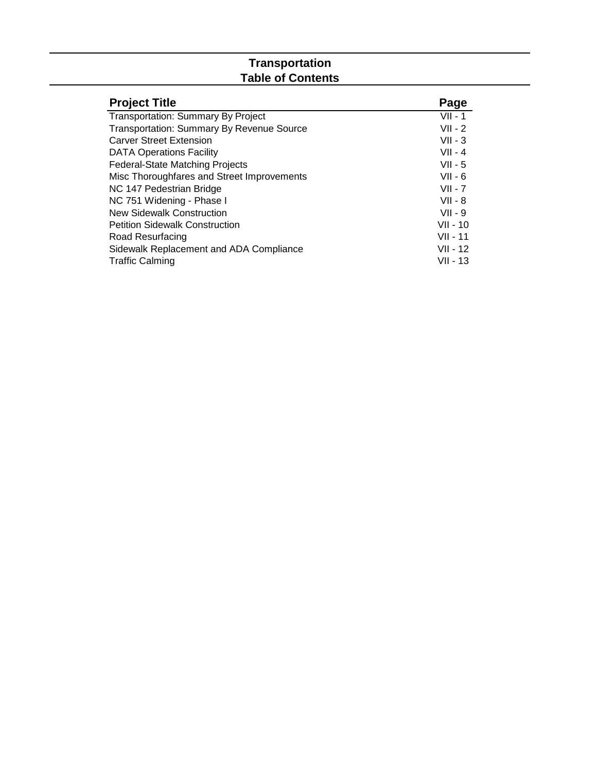# Transportation
## Table of Contents

| Project Title | Page |
|---|---|
| Transportation: Summary By Project | VII - 1 |
| Transportation: Summary By Revenue Source | VII - 2 |
| Carver Street Extension | VII - 3 |
| DATA Operations Facility | VII - 4 |
| Federal-State Matching Projects | VII - 5 |
| Misc Thoroughfares and Street Improvements | VII - 6 |
| NC 147 Pedestrian Bridge | VII - 7 |
| NC 751 Widening - Phase I | VII - 8 |
| New Sidewalk Construction | VII - 9 |
| Petition Sidewalk Construction | VII - 10 |
| Road Resurfacing | VII - 11 |
| Sidewalk Replacement and ADA Compliance | VII - 12 |
| Traffic Calming | VII - 13 |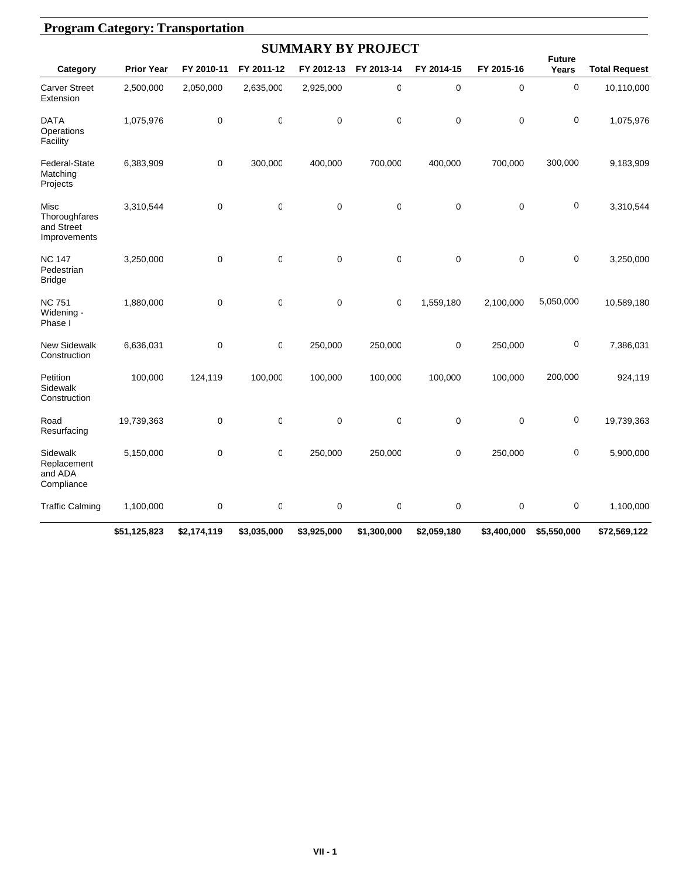## Program Category: Transportation

### SUMMARY BY PROJECT

| Category | Prior Year | FY 2010-11 | FY 2011-12 | FY 2012-13 | FY 2013-14 | FY 2014-15 | FY 2015-16 | Future Years | Total Request |
|---|---|---|---|---|---|---|---|---|---|
| Carver Street Extension | 2,500,000 | 2,050,000 | 2,635,000 | 2,925,000 | 0 | 0 | 0 | 0 | 10,110,000 |
| DATA Operations Facility | 1,075,976 | 0 | 0 | 0 | 0 | 0 | 0 | 0 | 1,075,976 |
| Federal-State Matching Projects | 6,383,909 | 0 | 300,000 | 400,000 | 700,000 | 400,000 | 700,000 | 300,000 | 9,183,909 |
| Misc Thoroughfares and Street Improvements | 3,310,544 | 0 | 0 | 0 | 0 | 0 | 0 | 0 | 3,310,544 |
| NC 147 Pedestrian Bridge | 3,250,000 | 0 | 0 | 0 | 0 | 0 | 0 | 0 | 3,250,000 |
| NC 751 Widening - Phase I | 1,880,000 | 0 | 0 | 0 | 0 | 1,559,180 | 2,100,000 | 5,050,000 | 10,589,180 |
| New Sidewalk Construction | 6,636,031 | 0 | 0 | 250,000 | 250,000 | 0 | 250,000 | 0 | 7,386,031 |
| Petition Sidewalk Construction | 100,000 | 124,119 | 100,000 | 100,000 | 100,000 | 100,000 | 100,000 | 200,000 | 924,119 |
| Road Resurfacing | 19,739,363 | 0 | 0 | 0 | 0 | 0 | 0 | 0 | 19,739,363 |
| Sidewalk Replacement and ADA Compliance | 5,150,000 | 0 | 0 | 250,000 | 250,000 | 0 | 250,000 | 0 | 5,900,000 |
| Traffic Calming | 1,100,000 | 0 | 0 | 0 | 0 | 0 | 0 | 0 | 1,100,000 |
| | **$51,125,823** | **$2,174,119** | **$3,035,000** | **$3,925,000** | **$1,300,000** | **$2,059,180** | **$3,400,000** | **$5,550,000** | **$72,569,122** |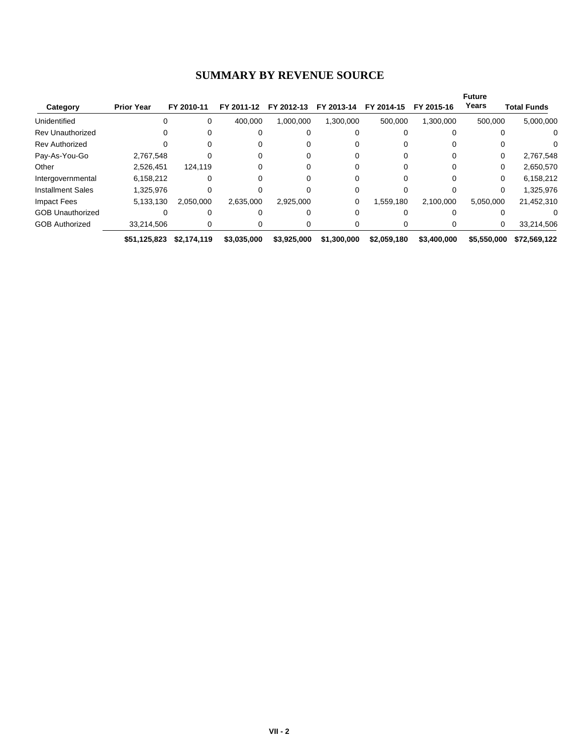# SUMMARY BY REVENUE SOURCE

| Category | Prior Year | FY 2010-11 | FY 2011-12 | FY 2012-13 | FY 2013-14 | FY 2014-15 | FY 2015-16 | Future Years | Total Funds |
|---|---|---|---|---|---|---|---|---|---|
| Unidentified | 0 | 0 | 400,000 | 1,000,000 | 1,300,000 | 500,000 | 1,300,000 | 500,000 | 5,000,000 |
| Rev Unauthorized | 0 | 0 | 0 | 0 | 0 | 0 | 0 | 0 | 0 |
| Rev Authorized | 0 | 0 | 0 | 0 | 0 | 0 | 0 | 0 | 0 |
| Pay-As-You-Go | 2,767,548 | 0 | 0 | 0 | 0 | 0 | 0 | 0 | 2,767,548 |
| Other | 2,526,451 | 124,119 | 0 | 0 | 0 | 0 | 0 | 0 | 2,650,570 |
| Intergovernmental | 6,158,212 | 0 | 0 | 0 | 0 | 0 | 0 | 0 | 6,158,212 |
| Installment Sales | 1,325,976 | 0 | 0 | 0 | 0 | 0 | 0 | 0 | 1,325,976 |
| Impact Fees | 5,133,130 | 2,050,000 | 2,635,000 | 2,925,000 | 0 | 1,559,180 | 2,100,000 | 5,050,000 | 21,452,310 |
| GOB Unauthorized | 0 | 0 | 0 | 0 | 0 | 0 | 0 | 0 | 0 |
| GOB Authorized | 33,214,506 | 0 | 0 | 0 | 0 | 0 | 0 | 0 | 33,214,506 |
| | **$51,125,823** | **$2,174,119** | **$3,035,000** | **$3,925,000** | **$1,300,000** | **$2,059,180** | **$3,400,000** | **$5,550,000** | **$72,569,122** |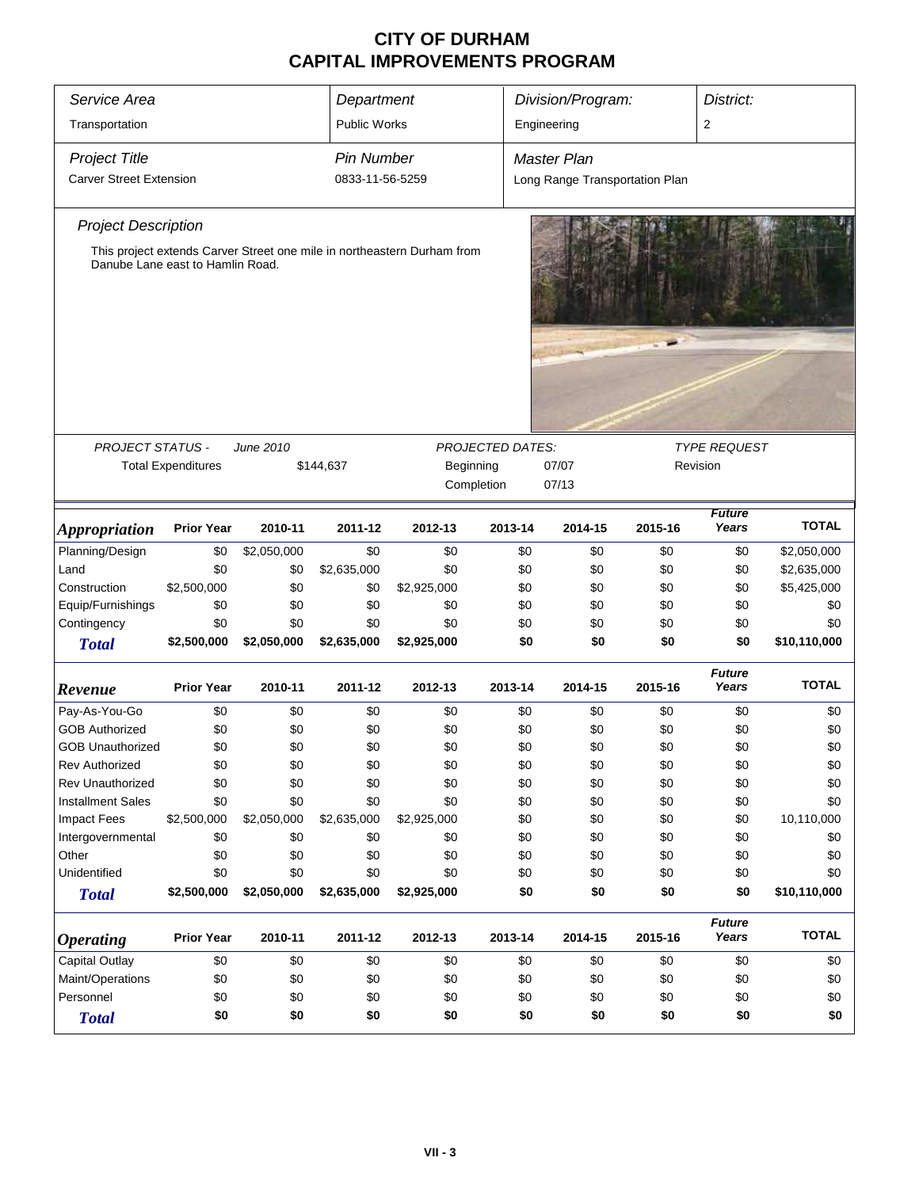# CITY OF DURHAM
# CAPITAL IMPROVEMENTS PROGRAM

| *Service Area* | *Department* | *Division/Program:* | *District:* |
|---|---|---|---|
| Transportation | Public Works | Engineering | 2 |

| *Project Title* | *Pin Number* | *Master Plan* |
|---|---|---|
| Carver Street Extension | 0833-11-56-5259 | Long Range Transportation Plan |

*Project Description*

This project extends Carver Street one mile in northeastern Durham from Danube Lane east to Hamlin Road.

| *PROJECT STATUS -* | *June 2010* | *PROJECTED DATES:* | | *TYPE REQUEST* |
|---|---|---|---|---|
| Total Expenditures | $144,637 | Beginning | 07/07 | Revision |
| | | Completion | 07/13 | |

| *Appropriation* | Prior Year | 2010-11 | 2011-12 | 2012-13 | 2013-14 | 2014-15 | 2015-16 | *Future Years* | TOTAL |
|---|---|---|---|---|---|---|---|---|---|
| Planning/Design | $0 | $2,050,000 | $0 | $0 | $0 | $0 | $0 | $0 | $2,050,000 |
| Land | $0 | $0 | $2,635,000 | $0 | $0 | $0 | $0 | $0 | $2,635,000 |
| Construction | $2,500,000 | $0 | $0 | $2,925,000 | $0 | $0 | $0 | $0 | $5,425,000 |
| Equip/Furnishings | $0 | $0 | $0 | $0 | $0 | $0 | $0 | $0 | $0 |
| Contingency | $0 | $0 | $0 | $0 | $0 | $0 | $0 | $0 | $0 |
| **Total** | **$2,500,000** | **$2,050,000** | **$2,635,000** | **$2,925,000** | **$0** | **$0** | **$0** | **$0** | **$10,110,000** |

| *Revenue* | Prior Year | 2010-11 | 2011-12 | 2012-13 | 2013-14 | 2014-15 | 2015-16 | *Future Years* | TOTAL |
|---|---|---|---|---|---|---|---|---|---|
| Pay-As-You-Go | $0 | $0 | $0 | $0 | $0 | $0 | $0 | $0 | $0 |
| GOB Authorized | $0 | $0 | $0 | $0 | $0 | $0 | $0 | $0 | $0 |
| GOB Unauthorized | $0 | $0 | $0 | $0 | $0 | $0 | $0 | $0 | $0 |
| Rev Authorized | $0 | $0 | $0 | $0 | $0 | $0 | $0 | $0 | $0 |
| Rev Unauthorized | $0 | $0 | $0 | $0 | $0 | $0 | $0 | $0 | $0 |
| Installment Sales | $0 | $0 | $0 | $0 | $0 | $0 | $0 | $0 | $0 |
| Impact Fees | $2,500,000 | $2,050,000 | $2,635,000 | $2,925,000 | $0 | $0 | $0 | $0 | 10,110,000 |
| Intergovernmental | $0 | $0 | $0 | $0 | $0 | $0 | $0 | $0 | $0 |
| Other | $0 | $0 | $0 | $0 | $0 | $0 | $0 | $0 | $0 |
| Unidentified | $0 | $0 | $0 | $0 | $0 | $0 | $0 | $0 | $0 |
| **Total** | **$2,500,000** | **$2,050,000** | **$2,635,000** | **$2,925,000** | **$0** | **$0** | **$0** | **$0** | **$10,110,000** |

| *Operating* | Prior Year | 2010-11 | 2011-12 | 2012-13 | 2013-14 | 2014-15 | 2015-16 | *Future Years* | TOTAL |
|---|---|---|---|---|---|---|---|---|---|
| Capital Outlay | $0 | $0 | $0 | $0 | $0 | $0 | $0 | $0 | $0 |
| Maint/Operations | $0 | $0 | $0 | $0 | $0 | $0 | $0 | $0 | $0 |
| Personnel | $0 | $0 | $0 | $0 | $0 | $0 | $0 | $0 | $0 |
| **Total** | **$0** | **$0** | **$0** | **$0** | **$0** | **$0** | **$0** | **$0** | **$0** |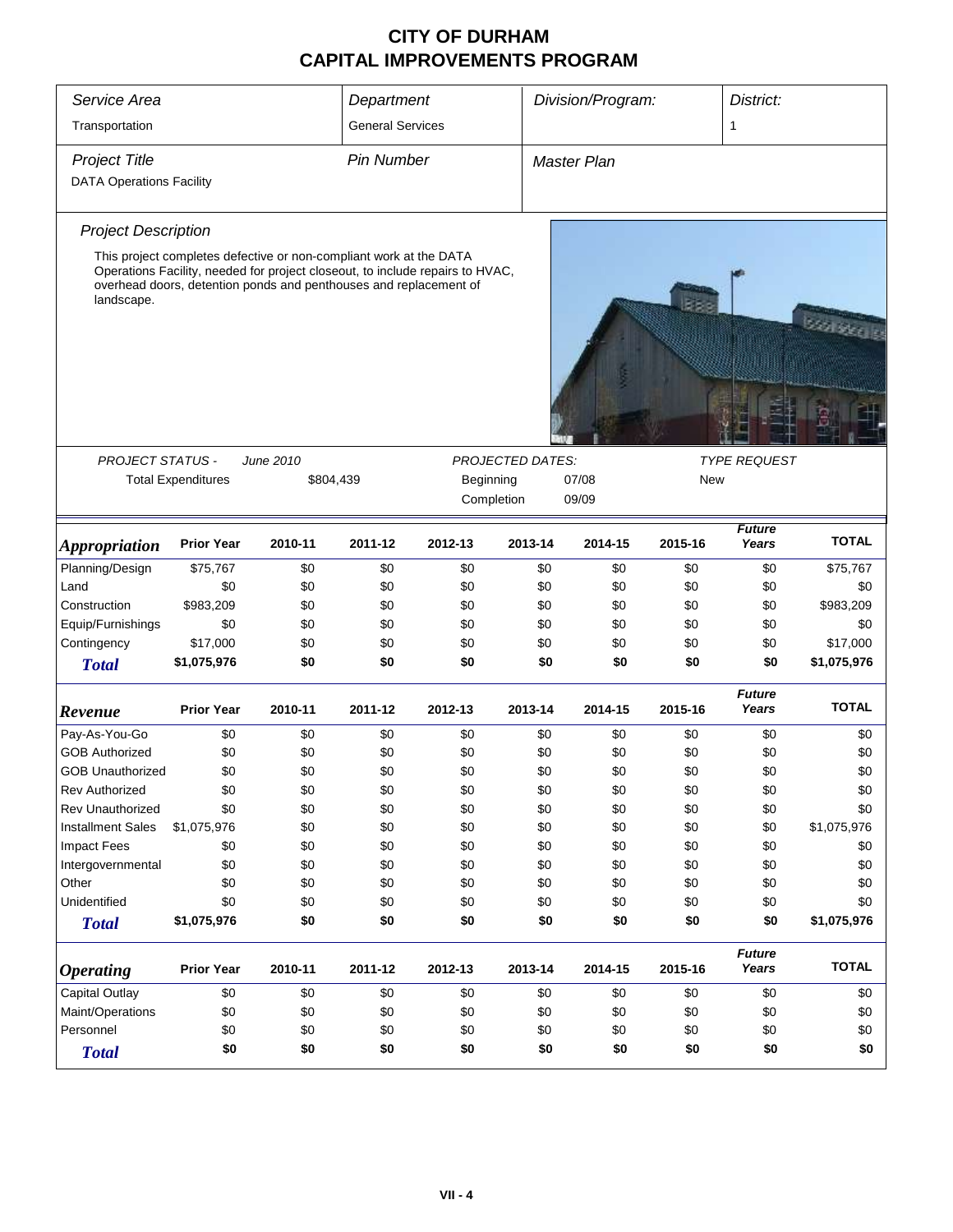# CITY OF DURHAM
## CAPITAL IMPROVEMENTS PROGRAM

| *Service Area* | *Department* | *Division/Program:* | *District:* |
|---|---|---|---|
| Transportation | General Services | | 1 |

| *Project Title* | *Pin Number* | *Master Plan* |
|---|---|---|
| DATA Operations Facility | | |

*Project Description*

This project completes defective or non-compliant work at the DATA Operations Facility, needed for project closeout, to include repairs to HVAC, overhead doors, detention ponds and penthouses and replacement of landscape.

| *PROJECT STATUS -* | *June 2010* | *PROJECTED DATES:* | | *TYPE REQUEST* |
|---|---|---|---|---|
| Total Expenditures | $804,439 | Beginning | 07/08 | New |
| | | Completion | 09/09 | |

| *Appropriation* | Prior Year | 2010-11 | 2011-12 | 2012-13 | 2013-14 | 2014-15 | 2015-16 | *Future Years* | TOTAL |
|---|---|---|---|---|---|---|---|---|---|
| Planning/Design | $75,767 | $0 | $0 | $0 | $0 | $0 | $0 | $0 | $75,767 |
| Land | $0 | $0 | $0 | $0 | $0 | $0 | $0 | $0 | $0 |
| Construction | $983,209 | $0 | $0 | $0 | $0 | $0 | $0 | $0 | $983,209 |
| Equip/Furnishings | $0 | $0 | $0 | $0 | $0 | $0 | $0 | $0 | $0 |
| Contingency | $17,000 | $0 | $0 | $0 | $0 | $0 | $0 | $0 | $17,000 |
| **Total** | **$1,075,976** | **$0** | **$0** | **$0** | **$0** | **$0** | **$0** | **$0** | **$1,075,976** |

| *Revenue* | Prior Year | 2010-11 | 2011-12 | 2012-13 | 2013-14 | 2014-15 | 2015-16 | *Future Years* | TOTAL |
|---|---|---|---|---|---|---|---|---|---|
| Pay-As-You-Go | $0 | $0 | $0 | $0 | $0 | $0 | $0 | $0 | $0 |
| GOB Authorized | $0 | $0 | $0 | $0 | $0 | $0 | $0 | $0 | $0 |
| GOB Unauthorized | $0 | $0 | $0 | $0 | $0 | $0 | $0 | $0 | $0 |
| Rev Authorized | $0 | $0 | $0 | $0 | $0 | $0 | $0 | $0 | $0 |
| Rev Unauthorized | $0 | $0 | $0 | $0 | $0 | $0 | $0 | $0 | $0 |
| Installment Sales | $1,075,976 | $0 | $0 | $0 | $0 | $0 | $0 | $0 | $1,075,976 |
| Impact Fees | $0 | $0 | $0 | $0 | $0 | $0 | $0 | $0 | $0 |
| Intergovernmental | $0 | $0 | $0 | $0 | $0 | $0 | $0 | $0 | $0 |
| Other | $0 | $0 | $0 | $0 | $0 | $0 | $0 | $0 | $0 |
| Unidentified | $0 | $0 | $0 | $0 | $0 | $0 | $0 | $0 | $0 |
| **Total** | **$1,075,976** | **$0** | **$0** | **$0** | **$0** | **$0** | **$0** | **$0** | **$1,075,976** |

| *Operating* | Prior Year | 2010-11 | 2011-12 | 2012-13 | 2013-14 | 2014-15 | 2015-16 | *Future Years* | TOTAL |
|---|---|---|---|---|---|---|---|---|---|
| Capital Outlay | $0 | $0 | $0 | $0 | $0 | $0 | $0 | $0 | $0 |
| Maint/Operations | $0 | $0 | $0 | $0 | $0 | $0 | $0 | $0 | $0 |
| Personnel | $0 | $0 | $0 | $0 | $0 | $0 | $0 | $0 | $0 |
| **Total** | **$0** | **$0** | **$0** | **$0** | **$0** | **$0** | **$0** | **$0** | **$0** |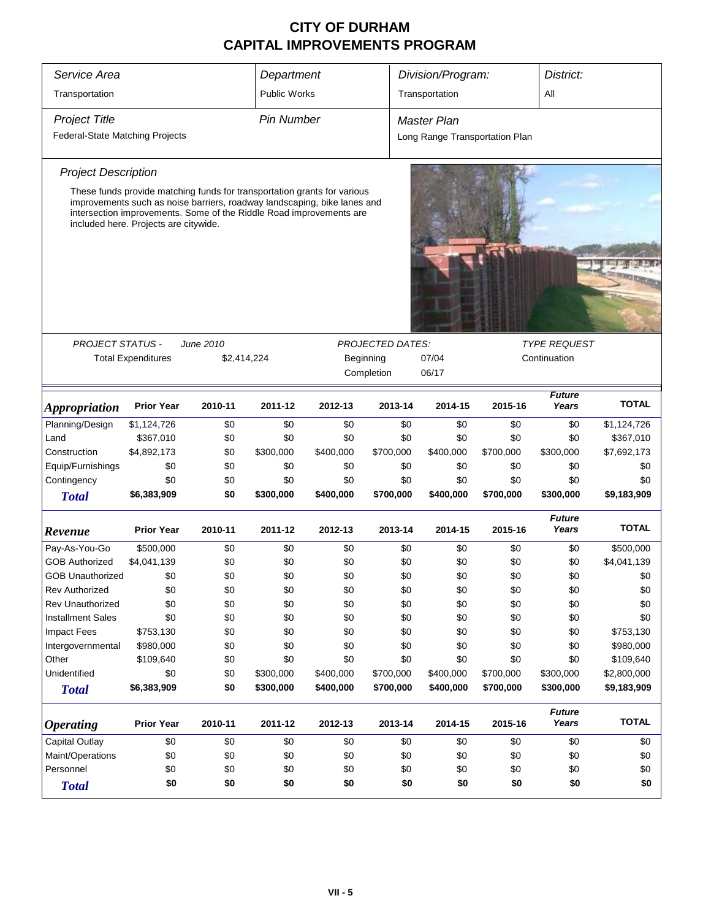# CITY OF DURHAM
# CAPITAL IMPROVEMENTS PROGRAM

| *Service Area* | *Department* | *Division/Program:* | *District:* |
|---|---|---|---|
| Transportation | Public Works | Transportation | All |

| *Project Title* | *Pin Number* | *Master Plan* |
|---|---|---|
| Federal-State Matching Projects | | Long Range Transportation Plan |

*Project Description*

These funds provide matching funds for transportation grants for various improvements such as noise barriers, roadway landscaping, bike lanes and intersection improvements. Some of the Riddle Road improvements are included here. Projects are citywide.

| PROJECT STATUS - | June 2010 | PROJECTED DATES: | | TYPE REQUEST |
|---|---|---|---|---|
| Total Expenditures | $2,414,224 | Beginning | 07/04 | Continuation |
| | | Completion | 06/17 | |

| *Appropriation* | Prior Year | 2010-11 | 2011-12 | 2012-13 | 2013-14 | 2014-15 | 2015-16 | *Future Years* | TOTAL |
|---|---|---|---|---|---|---|---|---|---|
| Planning/Design | $1,124,726 | $0 | $0 | $0 | $0 | $0 | $0 | $0 | $1,124,726 |
| Land | $367,010 | $0 | $0 | $0 | $0 | $0 | $0 | $0 | $367,010 |
| Construction | $4,892,173 | $0 | $300,000 | $400,000 | $700,000 | $400,000 | $700,000 | $300,000 | $7,692,173 |
| Equip/Furnishings | $0 | $0 | $0 | $0 | $0 | $0 | $0 | $0 | $0 |
| Contingency | $0 | $0 | $0 | $0 | $0 | $0 | $0 | $0 | $0 |
| ***Total*** | **$6,383,909** | **$0** | **$300,000** | **$400,000** | **$700,000** | **$400,000** | **$700,000** | **$300,000** | **$9,183,909** |

| *Revenue* | Prior Year | 2010-11 | 2011-12 | 2012-13 | 2013-14 | 2014-15 | 2015-16 | *Future Years* | TOTAL |
|---|---|---|---|---|---|---|---|---|---|
| Pay-As-You-Go | $500,000 | $0 | $0 | $0 | $0 | $0 | $0 | $0 | $500,000 |
| GOB Authorized | $4,041,139 | $0 | $0 | $0 | $0 | $0 | $0 | $0 | $4,041,139 |
| GOB Unauthorized | $0 | $0 | $0 | $0 | $0 | $0 | $0 | $0 | $0 |
| Rev Authorized | $0 | $0 | $0 | $0 | $0 | $0 | $0 | $0 | $0 |
| Rev Unauthorized | $0 | $0 | $0 | $0 | $0 | $0 | $0 | $0 | $0 |
| Installment Sales | $0 | $0 | $0 | $0 | $0 | $0 | $0 | $0 | $0 |
| Impact Fees | $753,130 | $0 | $0 | $0 | $0 | $0 | $0 | $0 | $753,130 |
| Intergovernmental | $980,000 | $0 | $0 | $0 | $0 | $0 | $0 | $0 | $980,000 |
| Other | $109,640 | $0 | $0 | $0 | $0 | $0 | $0 | $0 | $109,640 |
| Unidentified | $0 | $0 | $300,000 | $400,000 | $700,000 | $400,000 | $700,000 | $300,000 | $2,800,000 |
| ***Total*** | **$6,383,909** | **$0** | **$300,000** | **$400,000** | **$700,000** | **$400,000** | **$700,000** | **$300,000** | **$9,183,909** |

| *Operating* | Prior Year | 2010-11 | 2011-12 | 2012-13 | 2013-14 | 2014-15 | 2015-16 | *Future Years* | TOTAL |
|---|---|---|---|---|---|---|---|---|---|
| Capital Outlay | $0 | $0 | $0 | $0 | $0 | $0 | $0 | $0 | $0 |
| Maint/Operations | $0 | $0 | $0 | $0 | $0 | $0 | $0 | $0 | $0 |
| Personnel | $0 | $0 | $0 | $0 | $0 | $0 | $0 | $0 | $0 |
| ***Total*** | **$0** | **$0** | **$0** | **$0** | **$0** | **$0** | **$0** | **$0** | **$0** |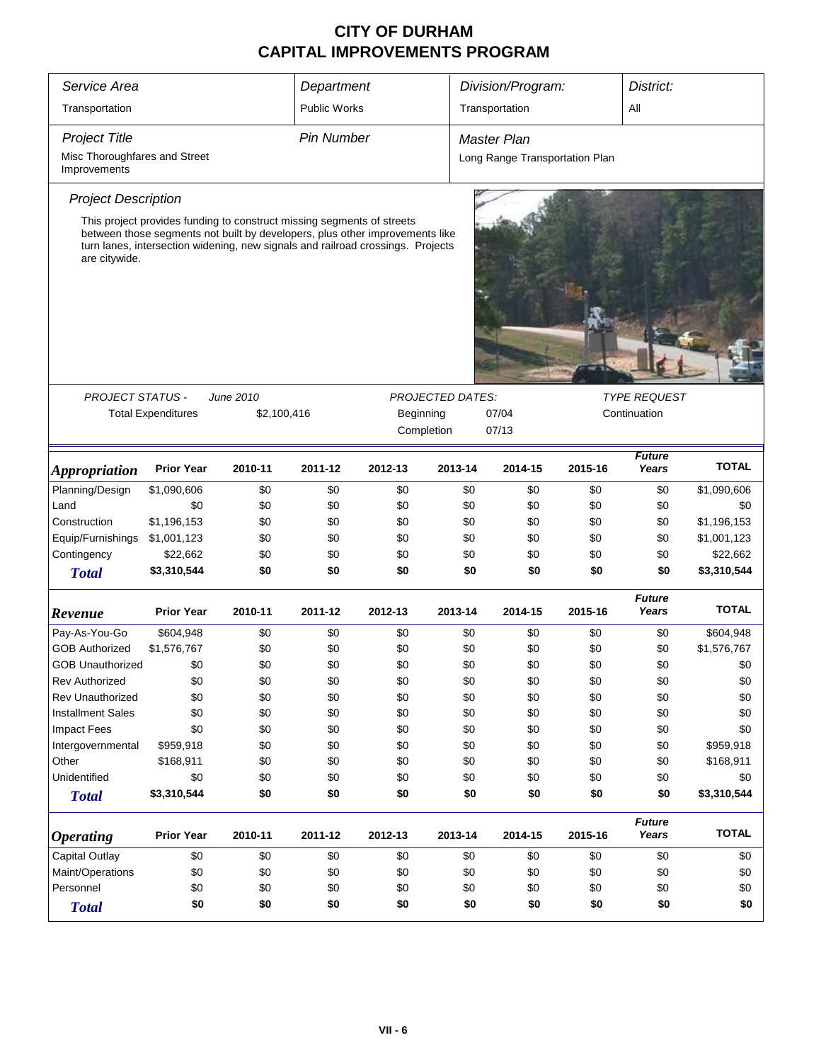# CITY OF DURHAM
# CAPITAL IMPROVEMENTS PROGRAM

| Service Area | Department | Division/Program: | District: |
|---|---|---|---|
| Transportation | Public Works | Transportation | All |

| Project Title | Pin Number | Master Plan |
|---|---|---|
| Misc Thoroughfares and Street Improvements | | Long Range Transportation Plan |

*Project Description*

This project provides funding to construct missing segments of streets between those segments not built by developers, plus other improvements like turn lanes, intersection widening, new signals and railroad crossings. Projects are citywide.

*PROJECT STATUS -* *June 2010*

Total Expenditures: $2,100,416

*PROJECTED DATES:*

Beginning: 07/04

Completion: 07/13

*TYPE REQUEST*

Continuation

| ***Appropriation*** | **Prior Year** | **2010-11** | **2011-12** | **2012-13** | **2013-14** | **2014-15** | **2015-16** | ***Future Years*** | **TOTAL** |
|---|---|---|---|---|---|---|---|---|---|
| Planning/Design | $1,090,606 | $0 | $0 | $0 | $0 | $0 | $0 | $0 | $1,090,606 |
| Land | $0 | $0 | $0 | $0 | $0 | $0 | $0 | $0 | $0 |
| Construction | $1,196,153 | $0 | $0 | $0 | $0 | $0 | $0 | $0 | $1,196,153 |
| Equip/Furnishings | $1,001,123 | $0 | $0 | $0 | $0 | $0 | $0 | $0 | $1,001,123 |
| Contingency | $22,662 | $0 | $0 | $0 | $0 | $0 | $0 | $0 | $22,662 |
| ***Total*** | **$3,310,544** | **$0** | **$0** | **$0** | **$0** | **$0** | **$0** | **$0** | **$3,310,544** |

| ***Revenue*** | **Prior Year** | **2010-11** | **2011-12** | **2012-13** | **2013-14** | **2014-15** | **2015-16** | ***Future Years*** | **TOTAL** |
|---|---|---|---|---|---|---|---|---|---|
| Pay-As-You-Go | $604,948 | $0 | $0 | $0 | $0 | $0 | $0 | $0 | $604,948 |
| GOB Authorized | $1,576,767 | $0 | $0 | $0 | $0 | $0 | $0 | $0 | $1,576,767 |
| GOB Unauthorized | $0 | $0 | $0 | $0 | $0 | $0 | $0 | $0 | $0 |
| Rev Authorized | $0 | $0 | $0 | $0 | $0 | $0 | $0 | $0 | $0 |
| Rev Unauthorized | $0 | $0 | $0 | $0 | $0 | $0 | $0 | $0 | $0 |
| Installment Sales | $0 | $0 | $0 | $0 | $0 | $0 | $0 | $0 | $0 |
| Impact Fees | $0 | $0 | $0 | $0 | $0 | $0 | $0 | $0 | $0 |
| Intergovernmental | $959,918 | $0 | $0 | $0 | $0 | $0 | $0 | $0 | $959,918 |
| Other | $168,911 | $0 | $0 | $0 | $0 | $0 | $0 | $0 | $168,911 |
| Unidentified | $0 | $0 | $0 | $0 | $0 | $0 | $0 | $0 | $0 |
| ***Total*** | **$3,310,544** | **$0** | **$0** | **$0** | **$0** | **$0** | **$0** | **$0** | **$3,310,544** |

| ***Operating*** | **Prior Year** | **2010-11** | **2011-12** | **2012-13** | **2013-14** | **2014-15** | **2015-16** | ***Future Years*** | **TOTAL** |
|---|---|---|---|---|---|---|---|---|---|
| Capital Outlay | $0 | $0 | $0 | $0 | $0 | $0 | $0 | $0 | $0 |
| Maint/Operations | $0 | $0 | $0 | $0 | $0 | $0 | $0 | $0 | $0 |
| Personnel | $0 | $0 | $0 | $0 | $0 | $0 | $0 | $0 | $0 |
| ***Total*** | **$0** | **$0** | **$0** | **$0** | **$0** | **$0** | **$0** | **$0** | **$0** |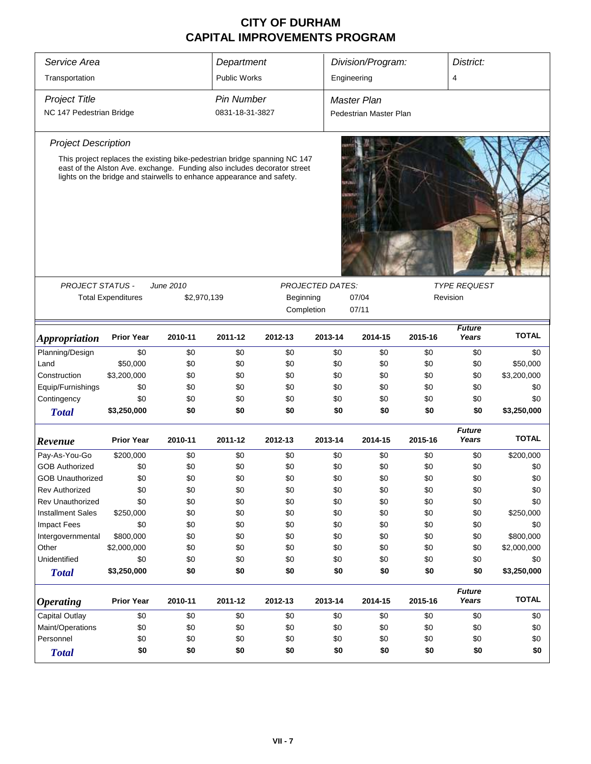# CITY OF DURHAM
# CAPITAL IMPROVEMENTS PROGRAM

| *Service Area* | *Department* | *Division/Program:* | *District:* |
|---|---|---|---|
| Transportation | Public Works | Engineering | 4 |

| *Project Title* | *Pin Number* | *Master Plan* |
|---|---|---|
| NC 147 Pedestrian Bridge | 0831-18-31-3827 | Pedestrian Master Plan |

### *Project Description*

This project replaces the existing bike-pedestrian bridge spanning NC 147 east of the Alston Ave. exchange. Funding also includes decorator street lights on the bridge and stairwells to enhance appearance and safety.

| *PROJECT STATUS -* | *June 2010* | *PROJECTED DATES:* | | *TYPE REQUEST* |
|---|---|---|---|---|
| Total Expenditures | $2,970,139 | Beginning | 07/04 | Revision |
| | | Completion | 07/11 | |

| ***Appropriation*** | **Prior Year** | **2010-11** | **2011-12** | **2012-13** | **2013-14** | **2014-15** | **2015-16** | ***Future Years*** | **TOTAL** |
|---|---|---|---|---|---|---|---|---|---|
| Planning/Design | $0 | $0 | $0 | $0 | $0 | $0 | $0 | $0 | $0 |
| Land | $50,000 | $0 | $0 | $0 | $0 | $0 | $0 | $0 | $50,000 |
| Construction | $3,200,000 | $0 | $0 | $0 | $0 | $0 | $0 | $0 | $3,200,000 |
| Equip/Furnishings | $0 | $0 | $0 | $0 | $0 | $0 | $0 | $0 | $0 |
| Contingency | $0 | $0 | $0 | $0 | $0 | $0 | $0 | $0 | $0 |
| ***Total*** | **$3,250,000** | **$0** | **$0** | **$0** | **$0** | **$0** | **$0** | **$0** | **$3,250,000** |

| ***Revenue*** | **Prior Year** | **2010-11** | **2011-12** | **2012-13** | **2013-14** | **2014-15** | **2015-16** | ***Future Years*** | **TOTAL** |
|---|---|---|---|---|---|---|---|---|---|
| Pay-As-You-Go | $200,000 | $0 | $0 | $0 | $0 | $0 | $0 | $0 | $200,000 |
| GOB Authorized | $0 | $0 | $0 | $0 | $0 | $0 | $0 | $0 | $0 |
| GOB Unauthorized | $0 | $0 | $0 | $0 | $0 | $0 | $0 | $0 | $0 |
| Rev Authorized | $0 | $0 | $0 | $0 | $0 | $0 | $0 | $0 | $0 |
| Rev Unauthorized | $0 | $0 | $0 | $0 | $0 | $0 | $0 | $0 | $0 |
| Installment Sales | $250,000 | $0 | $0 | $0 | $0 | $0 | $0 | $0 | $250,000 |
| Impact Fees | $0 | $0 | $0 | $0 | $0 | $0 | $0 | $0 | $0 |
| Intergovernmental | $800,000 | $0 | $0 | $0 | $0 | $0 | $0 | $0 | $800,000 |
| Other | $2,000,000 | $0 | $0 | $0 | $0 | $0 | $0 | $0 | $2,000,000 |
| Unidentified | $0 | $0 | $0 | $0 | $0 | $0 | $0 | $0 | $0 |
| ***Total*** | **$3,250,000** | **$0** | **$0** | **$0** | **$0** | **$0** | **$0** | **$0** | **$3,250,000** |

| ***Operating*** | **Prior Year** | **2010-11** | **2011-12** | **2012-13** | **2013-14** | **2014-15** | **2015-16** | ***Future Years*** | **TOTAL** |
|---|---|---|---|---|---|---|---|---|---|
| Capital Outlay | $0 | $0 | $0 | $0 | $0 | $0 | $0 | $0 | $0 |
| Maint/Operations | $0 | $0 | $0 | $0 | $0 | $0 | $0 | $0 | $0 |
| Personnel | $0 | $0 | $0 | $0 | $0 | $0 | $0 | $0 | $0 |
| ***Total*** | **$0** | **$0** | **$0** | **$0** | **$0** | **$0** | **$0** | **$0** | **$0** |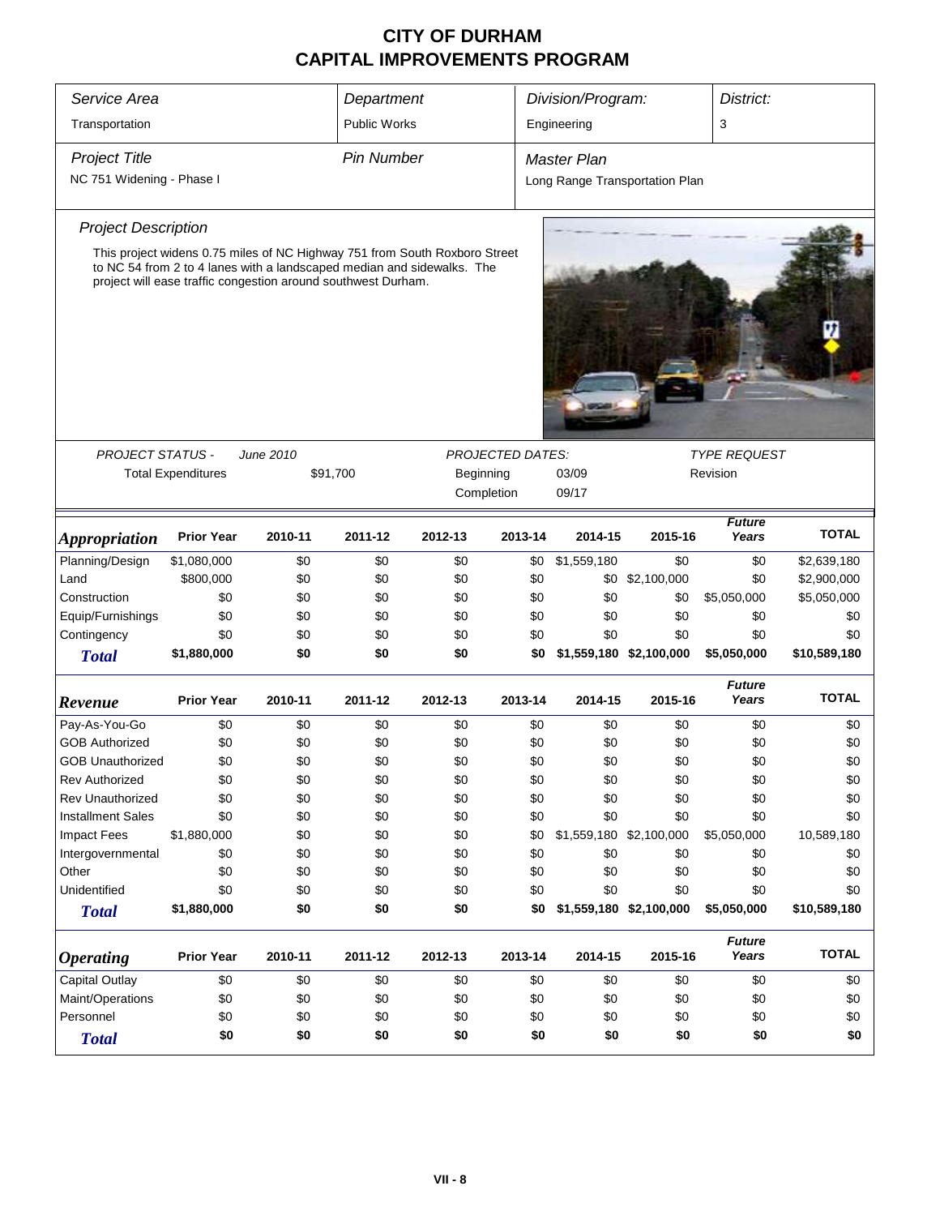# CITY OF DURHAM
# CAPITAL IMPROVEMENTS PROGRAM

| *Service Area* | *Department* | *Division/Program:* | *District:* |
|---|---|---|---|
| Transportation | Public Works | Engineering | 3 |

| *Project Title* | *Pin Number* | *Master Plan* |
|---|---|---|
| NC 751 Widening - Phase I | | Long Range Transportation Plan |

### *Project Description*

This project widens 0.75 miles of NC Highway 751 from South Roxboro Street to NC 54 from 2 to 4 lanes with a landscaped median and sidewalks. The project will ease traffic congestion around southwest Durham.

| *PROJECT STATUS -* | *June 2010* | *PROJECTED DATES:* | | *TYPE REQUEST* |
|---|---|---|---|---|
| Total Expenditures | $91,700 | Beginning | 03/09 | Revision |
| | | Completion | 09/17 | |

| *Appropriation* | Prior Year | 2010-11 | 2011-12 | 2012-13 | 2013-14 | 2014-15 | 2015-16 | *Future Years* | TOTAL |
|---|---|---|---|---|---|---|---|---|---|
| Planning/Design | $1,080,000 | $0 | $0 | $0 | $0 | $1,559,180 | $0 | $0 | $2,639,180 |
| Land | $800,000 | $0 | $0 | $0 | $0 | $0 | $2,100,000 | $0 | $2,900,000 |
| Construction | $0 | $0 | $0 | $0 | $0 | $0 | $0 | $5,050,000 | $5,050,000 |
| Equip/Furnishings | $0 | $0 | $0 | $0 | $0 | $0 | $0 | $0 | $0 |
| Contingency | $0 | $0 | $0 | $0 | $0 | $0 | $0 | $0 | $0 |
| ***Total*** | **$1,880,000** | **$0** | **$0** | **$0** | **$0** | **$1,559,180** | **$2,100,000** | **$5,050,000** | **$10,589,180** |

| *Revenue* | Prior Year | 2010-11 | 2011-12 | 2012-13 | 2013-14 | 2014-15 | 2015-16 | *Future Years* | TOTAL |
|---|---|---|---|---|---|---|---|---|---|
| Pay-As-You-Go | $0 | $0 | $0 | $0 | $0 | $0 | $0 | $0 | $0 |
| GOB Authorized | $0 | $0 | $0 | $0 | $0 | $0 | $0 | $0 | $0 |
| GOB Unauthorized | $0 | $0 | $0 | $0 | $0 | $0 | $0 | $0 | $0 |
| Rev Authorized | $0 | $0 | $0 | $0 | $0 | $0 | $0 | $0 | $0 |
| Rev Unauthorized | $0 | $0 | $0 | $0 | $0 | $0 | $0 | $0 | $0 |
| Installment Sales | $0 | $0 | $0 | $0 | $0 | $0 | $0 | $0 | $0 |
| Impact Fees | $1,880,000 | $0 | $0 | $0 | $0 | $1,559,180 | $2,100,000 | $5,050,000 | 10,589,180 |
| Intergovernmental | $0 | $0 | $0 | $0 | $0 | $0 | $0 | $0 | $0 |
| Other | $0 | $0 | $0 | $0 | $0 | $0 | $0 | $0 | $0 |
| Unidentified | $0 | $0 | $0 | $0 | $0 | $0 | $0 | $0 | $0 |
| ***Total*** | **$1,880,000** | **$0** | **$0** | **$0** | **$0** | **$1,559,180** | **$2,100,000** | **$5,050,000** | **$10,589,180** |

| *Operating* | Prior Year | 2010-11 | 2011-12 | 2012-13 | 2013-14 | 2014-15 | 2015-16 | *Future Years* | TOTAL |
|---|---|---|---|---|---|---|---|---|---|
| Capital Outlay | $0 | $0 | $0 | $0 | $0 | $0 | $0 | $0 | $0 |
| Maint/Operations | $0 | $0 | $0 | $0 | $0 | $0 | $0 | $0 | $0 |
| Personnel | $0 | $0 | $0 | $0 | $0 | $0 | $0 | $0 | $0 |
| ***Total*** | **$0** | **$0** | **$0** | **$0** | **$0** | **$0** | **$0** | **$0** | **$0** |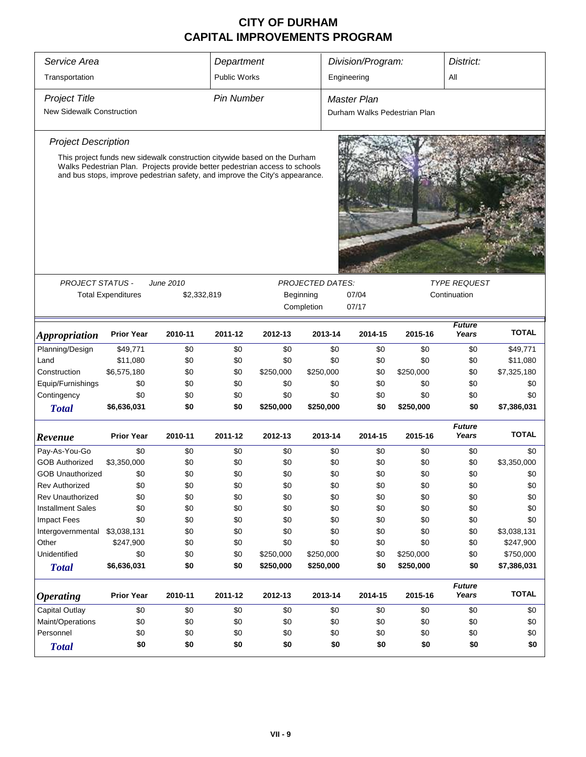# CITY OF DURHAM
# CAPITAL IMPROVEMENTS PROGRAM

| *Service Area* | *Department* | *Division/Program:* | *District:* |
|---|---|---|---|
| Transportation | Public Works | Engineering | All |

| *Project Title* | *Pin Number* | *Master Plan* |
|---|---|---|
| New Sidewalk Construction | | Durham Walks Pedestrian Plan |

### *Project Description*

This project funds new sidewalk construction citywide based on the Durham Walks Pedestrian Plan. Projects provide better pedestrian access to schools and bus stops, improve pedestrian safety, and improve the City's appearance.

| *PROJECT STATUS -* | *June 2010* | *PROJECTED DATES:* | | *TYPE REQUEST* |
|---|---|---|---|---|
| Total Expenditures | $2,332,819 | Beginning | 07/04 | Continuation |
| | | Completion | 07/17 | |

| *Appropriation* | Prior Year | 2010-11 | 2011-12 | 2012-13 | 2013-14 | 2014-15 | 2015-16 | *Future Years* | TOTAL |
|---|---|---|---|---|---|---|---|---|---|
| Planning/Design | $49,771 | $0 | $0 | $0 | $0 | $0 | $0 | $0 | $49,771 |
| Land | $11,080 | $0 | $0 | $0 | $0 | $0 | $0 | $0 | $11,080 |
| Construction | $6,575,180 | $0 | $0 | $250,000 | $250,000 | $0 | $250,000 | $0 | $7,325,180 |
| Equip/Furnishings | $0 | $0 | $0 | $0 | $0 | $0 | $0 | $0 | $0 |
| Contingency | $0 | $0 | $0 | $0 | $0 | $0 | $0 | $0 | $0 |
| ***Total*** | **$6,636,031** | **$0** | **$0** | **$250,000** | **$250,000** | **$0** | **$250,000** | **$0** | **$7,386,031** |

| *Revenue* | Prior Year | 2010-11 | 2011-12 | 2012-13 | 2013-14 | 2014-15 | 2015-16 | *Future Years* | TOTAL |
|---|---|---|---|---|---|---|---|---|---|
| Pay-As-You-Go | $0 | $0 | $0 | $0 | $0 | $0 | $0 | $0 | $0 |
| GOB Authorized | $3,350,000 | $0 | $0 | $0 | $0 | $0 | $0 | $0 | $3,350,000 |
| GOB Unauthorized | $0 | $0 | $0 | $0 | $0 | $0 | $0 | $0 | $0 |
| Rev Authorized | $0 | $0 | $0 | $0 | $0 | $0 | $0 | $0 | $0 |
| Rev Unauthorized | $0 | $0 | $0 | $0 | $0 | $0 | $0 | $0 | $0 |
| Installment Sales | $0 | $0 | $0 | $0 | $0 | $0 | $0 | $0 | $0 |
| Impact Fees | $0 | $0 | $0 | $0 | $0 | $0 | $0 | $0 | $0 |
| Intergovernmental | $3,038,131 | $0 | $0 | $0 | $0 | $0 | $0 | $0 | $3,038,131 |
| Other | $247,900 | $0 | $0 | $0 | $0 | $0 | $0 | $0 | $247,900 |
| Unidentified | $0 | $0 | $0 | $250,000 | $250,000 | $0 | $250,000 | $0 | $750,000 |
| ***Total*** | **$6,636,031** | **$0** | **$0** | **$250,000** | **$250,000** | **$0** | **$250,000** | **$0** | **$7,386,031** |

| *Operating* | Prior Year | 2010-11 | 2011-12 | 2012-13 | 2013-14 | 2014-15 | 2015-16 | *Future Years* | TOTAL |
|---|---|---|---|---|---|---|---|---|---|
| Capital Outlay | $0 | $0 | $0 | $0 | $0 | $0 | $0 | $0 | $0 |
| Maint/Operations | $0 | $0 | $0 | $0 | $0 | $0 | $0 | $0 | $0 |
| Personnel | $0 | $0 | $0 | $0 | $0 | $0 | $0 | $0 | $0 |
| ***Total*** | **$0** | **$0** | **$0** | **$0** | **$0** | **$0** | **$0** | **$0** | **$0** |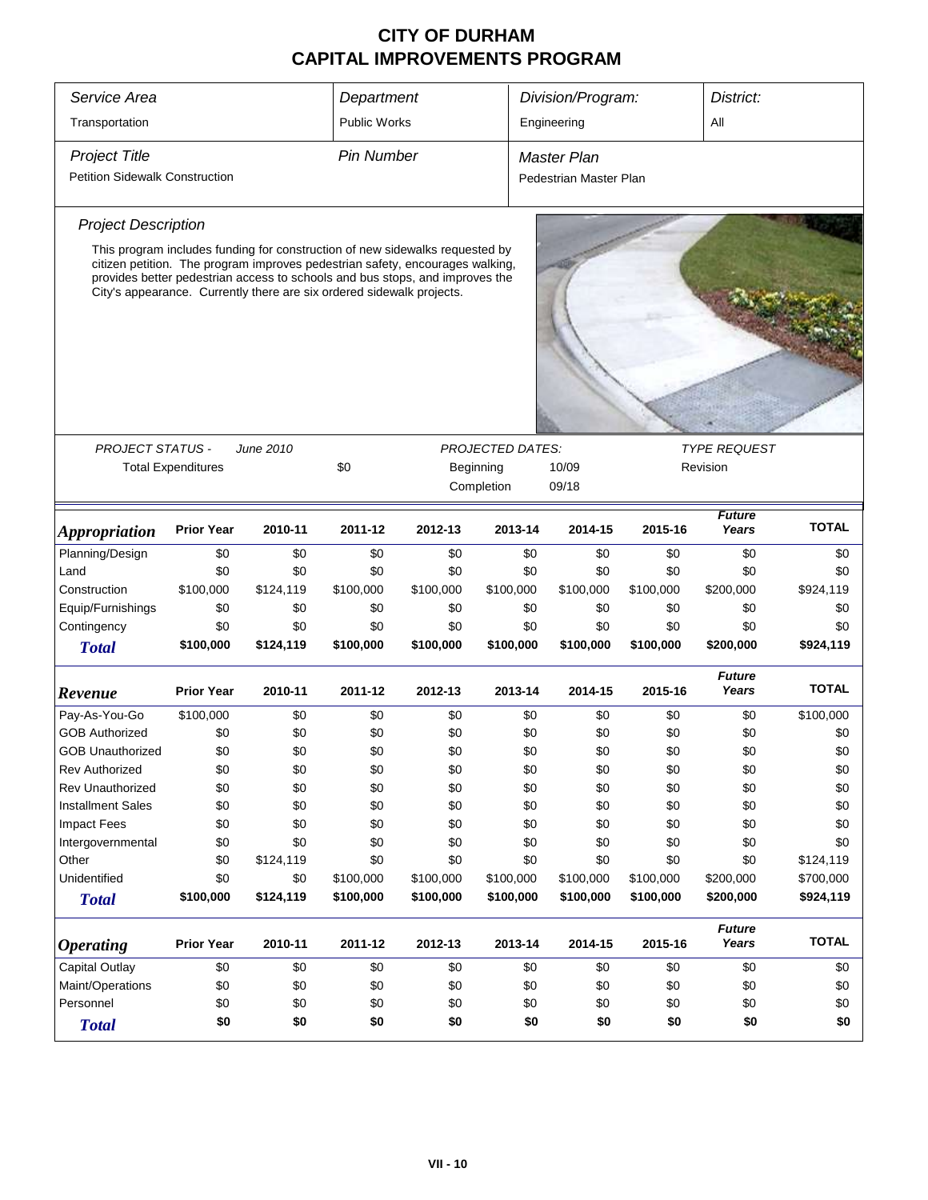# CITY OF DURHAM
# CAPITAL IMPROVEMENTS PROGRAM

| Service Area | Department | Division/Program: | District: |
|---|---|---|---|
| Transportation | Public Works | Engineering | All |

| Project Title | Pin Number | Master Plan |
|---|---|---|
| Petition Sidewalk Construction | | Pedestrian Master Plan |

### Project Description

This program includes funding for construction of new sidewalks requested by citizen petition. The program improves pedestrian safety, encourages walking, provides better pedestrian access to schools and bus stops, and improves the City's appearance. Currently there are six ordered sidewalk projects.

| PROJECT STATUS - June 2010 | | PROJECTED DATES: | | TYPE REQUEST |
|---|---|---|---|---|
| Total Expenditures | $0 | Beginning | 10/09 | Revision |
| | | Completion | 09/18 | |

| *Appropriation* | Prior Year | 2010-11 | 2011-12 | 2012-13 | 2013-14 | 2014-15 | 2015-16 | *Future Years* | TOTAL |
|---|---|---|---|---|---|---|---|---|---|
| Planning/Design | $0 | $0 | $0 | $0 | $0 | $0 | $0 | $0 | $0 |
| Land | $0 | $0 | $0 | $0 | $0 | $0 | $0 | $0 | $0 |
| Construction | $100,000 | $124,119 | $100,000 | $100,000 | $100,000 | $100,000 | $100,000 | $200,000 | $924,119 |
| Equip/Furnishings | $0 | $0 | $0 | $0 | $0 | $0 | $0 | $0 | $0 |
| Contingency | $0 | $0 | $0 | $0 | $0 | $0 | $0 | $0 | $0 |
| **Total** | **$100,000** | **$124,119** | **$100,000** | **$100,000** | **$100,000** | **$100,000** | **$100,000** | **$200,000** | **$924,119** |

| *Revenue* | Prior Year | 2010-11 | 2011-12 | 2012-13 | 2013-14 | 2014-15 | 2015-16 | *Future Years* | TOTAL |
|---|---|---|---|---|---|---|---|---|---|
| Pay-As-You-Go | $100,000 | $0 | $0 | $0 | $0 | $0 | $0 | $0 | $100,000 |
| GOB Authorized | $0 | $0 | $0 | $0 | $0 | $0 | $0 | $0 | $0 |
| GOB Unauthorized | $0 | $0 | $0 | $0 | $0 | $0 | $0 | $0 | $0 |
| Rev Authorized | $0 | $0 | $0 | $0 | $0 | $0 | $0 | $0 | $0 |
| Rev Unauthorized | $0 | $0 | $0 | $0 | $0 | $0 | $0 | $0 | $0 |
| Installment Sales | $0 | $0 | $0 | $0 | $0 | $0 | $0 | $0 | $0 |
| Impact Fees | $0 | $0 | $0 | $0 | $0 | $0 | $0 | $0 | $0 |
| Intergovernmental | $0 | $0 | $0 | $0 | $0 | $0 | $0 | $0 | $0 |
| Other | $0 | $124,119 | $0 | $0 | $0 | $0 | $0 | $0 | $124,119 |
| Unidentified | $0 | $0 | $100,000 | $100,000 | $100,000 | $100,000 | $100,000 | $200,000 | $700,000 |
| **Total** | **$100,000** | **$124,119** | **$100,000** | **$100,000** | **$100,000** | **$100,000** | **$100,000** | **$200,000** | **$924,119** |

| *Operating* | Prior Year | 2010-11 | 2011-12 | 2012-13 | 2013-14 | 2014-15 | 2015-16 | *Future Years* | TOTAL |
|---|---|---|---|---|---|---|---|---|---|
| Capital Outlay | $0 | $0 | $0 | $0 | $0 | $0 | $0 | $0 | $0 |
| Maint/Operations | $0 | $0 | $0 | $0 | $0 | $0 | $0 | $0 | $0 |
| Personnel | $0 | $0 | $0 | $0 | $0 | $0 | $0 | $0 | $0 |
| **Total** | **$0** | **$0** | **$0** | **$0** | **$0** | **$0** | **$0** | **$0** | **$0** |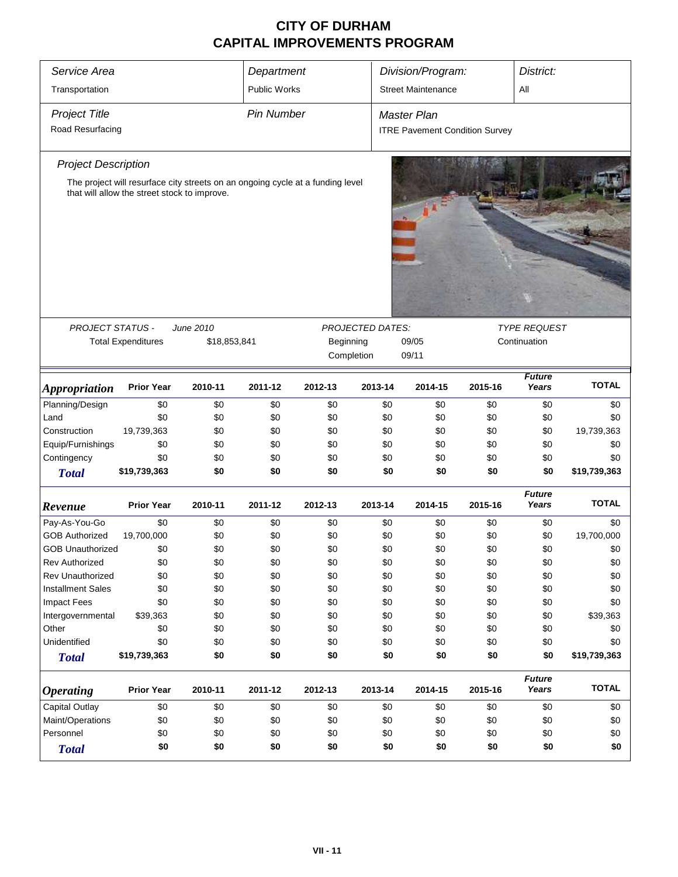# CITY OF DURHAM
# CAPITAL IMPROVEMENTS PROGRAM

| *Service Area* | *Department* | *Division/Program:* | *District:* |
|---|---|---|---|
| Transportation | Public Works | Street Maintenance | All |

| *Project Title* | *Pin Number* | *Master Plan* |
|---|---|---|
| Road Resurfacing | | ITRE Pavement Condition Survey |

*Project Description*

The project will resurface city streets on an ongoing cycle at a funding level that will allow the street stock to improve.

| *PROJECT STATUS -* | *June 2010* | *PROJECTED DATES:* | | *TYPE REQUEST* |
|---|---|---|---|---|
| Total Expenditures | $18,853,841 | Beginning | 09/05 | Continuation |
| | | Completion | 09/11 | |

| *Appropriation* | Prior Year | 2010-11 | 2011-12 | 2012-13 | 2013-14 | 2014-15 | 2015-16 | *Future Years* | TOTAL |
|---|---|---|---|---|---|---|---|---|---|
| Planning/Design | $0 | $0 | $0 | $0 | $0 | $0 | $0 | $0 | $0 |
| Land | $0 | $0 | $0 | $0 | $0 | $0 | $0 | $0 | $0 |
| Construction | 19,739,363 | $0 | $0 | $0 | $0 | $0 | $0 | $0 | 19,739,363 |
| Equip/Furnishings | $0 | $0 | $0 | $0 | $0 | $0 | $0 | $0 | $0 |
| Contingency | $0 | $0 | $0 | $0 | $0 | $0 | $0 | $0 | $0 |
| **Total** | **$19,739,363** | **$0** | **$0** | **$0** | **$0** | **$0** | **$0** | **$0** | **$19,739,363** |

| *Revenue* | Prior Year | 2010-11 | 2011-12 | 2012-13 | 2013-14 | 2014-15 | 2015-16 | *Future Years* | TOTAL |
|---|---|---|---|---|---|---|---|---|---|
| Pay-As-You-Go | $0 | $0 | $0 | $0 | $0 | $0 | $0 | $0 | $0 |
| GOB Authorized | 19,700,000 | $0 | $0 | $0 | $0 | $0 | $0 | $0 | 19,700,000 |
| GOB Unauthorized | $0 | $0 | $0 | $0 | $0 | $0 | $0 | $0 | $0 |
| Rev Authorized | $0 | $0 | $0 | $0 | $0 | $0 | $0 | $0 | $0 |
| Rev Unauthorized | $0 | $0 | $0 | $0 | $0 | $0 | $0 | $0 | $0 |
| Installment Sales | $0 | $0 | $0 | $0 | $0 | $0 | $0 | $0 | $0 |
| Impact Fees | $0 | $0 | $0 | $0 | $0 | $0 | $0 | $0 | $0 |
| Intergovernmental | $39,363 | $0 | $0 | $0 | $0 | $0 | $0 | $0 | $39,363 |
| Other | $0 | $0 | $0 | $0 | $0 | $0 | $0 | $0 | $0 |
| Unidentified | $0 | $0 | $0 | $0 | $0 | $0 | $0 | $0 | $0 |
| **Total** | **$19,739,363** | **$0** | **$0** | **$0** | **$0** | **$0** | **$0** | **$0** | **$19,739,363** |

| *Operating* | Prior Year | 2010-11 | 2011-12 | 2012-13 | 2013-14 | 2014-15 | 2015-16 | *Future Years* | TOTAL |
|---|---|---|---|---|---|---|---|---|---|
| Capital Outlay | $0 | $0 | $0 | $0 | $0 | $0 | $0 | $0 | $0 |
| Maint/Operations | $0 | $0 | $0 | $0 | $0 | $0 | $0 | $0 | $0 |
| Personnel | $0 | $0 | $0 | $0 | $0 | $0 | $0 | $0 | $0 |
| **Total** | **$0** | **$0** | **$0** | **$0** | **$0** | **$0** | **$0** | **$0** | **$0** |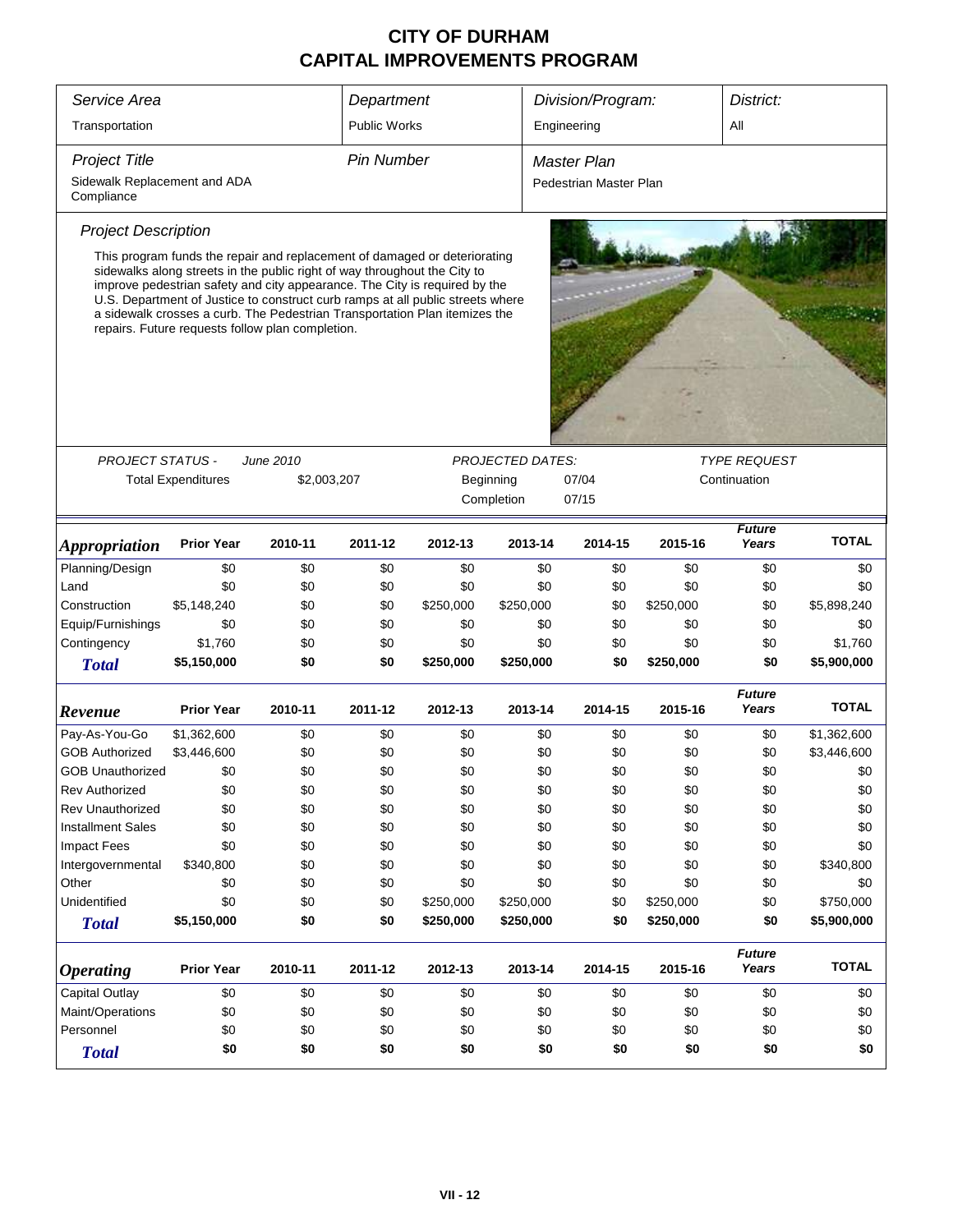# CITY OF DURHAM
# CAPITAL IMPROVEMENTS PROGRAM

| *Service Area* | *Department* | *Division/Program:* | *District:* |
|---|---|---|---|
| Transportation | Public Works | Engineering | All |

| *Project Title* | *Pin Number* | *Master Plan* |
|---|---|---|
| Sidewalk Replacement and ADA Compliance | | Pedestrian Master Plan |

*Project Description*

This program funds the repair and replacement of damaged or deteriorating sidewalks along streets in the public right of way throughout the City to improve pedestrian safety and city appearance. The City is required by the U.S. Department of Justice to construct curb ramps at all public streets where a sidewalk crosses a curb. The Pedestrian Transportation Plan itemizes the repairs. Future requests follow plan completion.

| PROJECT STATUS - | June 2010 | PROJECTED DATES: | | TYPE REQUEST |
|---|---|---|---|---|
| Total Expenditures | $2,003,207 | Beginning | 07/04 | Continuation |
| | | Completion | 07/15 | |

| *Appropriation* | Prior Year | 2010-11 | 2011-12 | 2012-13 | 2013-14 | 2014-15 | 2015-16 | Future Years | TOTAL |
|---|---|---|---|---|---|---|---|---|---|
| Planning/Design | $0 | $0 | $0 | $0 | $0 | $0 | $0 | $0 | $0 |
| Land | $0 | $0 | $0 | $0 | $0 | $0 | $0 | $0 | $0 |
| Construction | $5,148,240 | $0 | $0 | $250,000 | $250,000 | $0 | $250,000 | $0 | $5,898,240 |
| Equip/Furnishings | $0 | $0 | $0 | $0 | $0 | $0 | $0 | $0 | $0 |
| Contingency | $1,760 | $0 | $0 | $0 | $0 | $0 | $0 | $0 | $1,760 |
| **Total** | **$5,150,000** | **$0** | **$0** | **$250,000** | **$250,000** | **$0** | **$250,000** | **$0** | **$5,900,000** |

| *Revenue* | Prior Year | 2010-11 | 2011-12 | 2012-13 | 2013-14 | 2014-15 | 2015-16 | Future Years | TOTAL |
|---|---|---|---|---|---|---|---|---|---|
| Pay-As-You-Go | $1,362,600 | $0 | $0 | $0 | $0 | $0 | $0 | $0 | $1,362,600 |
| GOB Authorized | $3,446,600 | $0 | $0 | $0 | $0 | $0 | $0 | $0 | $3,446,600 |
| GOB Unauthorized | $0 | $0 | $0 | $0 | $0 | $0 | $0 | $0 | $0 |
| Rev Authorized | $0 | $0 | $0 | $0 | $0 | $0 | $0 | $0 | $0 |
| Rev Unauthorized | $0 | $0 | $0 | $0 | $0 | $0 | $0 | $0 | $0 |
| Installment Sales | $0 | $0 | $0 | $0 | $0 | $0 | $0 | $0 | $0 |
| Impact Fees | $0 | $0 | $0 | $0 | $0 | $0 | $0 | $0 | $0 |
| Intergovernmental | $340,800 | $0 | $0 | $0 | $0 | $0 | $0 | $0 | $340,800 |
| Other | $0 | $0 | $0 | $0 | $0 | $0 | $0 | $0 | $0 |
| Unidentified | $0 | $0 | $0 | $250,000 | $250,000 | $0 | $250,000 | $0 | $750,000 |
| **Total** | **$5,150,000** | **$0** | **$0** | **$250,000** | **$250,000** | **$0** | **$250,000** | **$0** | **$5,900,000** |

| *Operating* | Prior Year | 2010-11 | 2011-12 | 2012-13 | 2013-14 | 2014-15 | 2015-16 | Future Years | TOTAL |
|---|---|---|---|---|---|---|---|---|---|
| Capital Outlay | $0 | $0 | $0 | $0 | $0 | $0 | $0 | $0 | $0 |
| Maint/Operations | $0 | $0 | $0 | $0 | $0 | $0 | $0 | $0 | $0 |
| Personnel | $0 | $0 | $0 | $0 | $0 | $0 | $0 | $0 | $0 |
| **Total** | **$0** | **$0** | **$0** | **$0** | **$0** | **$0** | **$0** | **$0** | **$0** |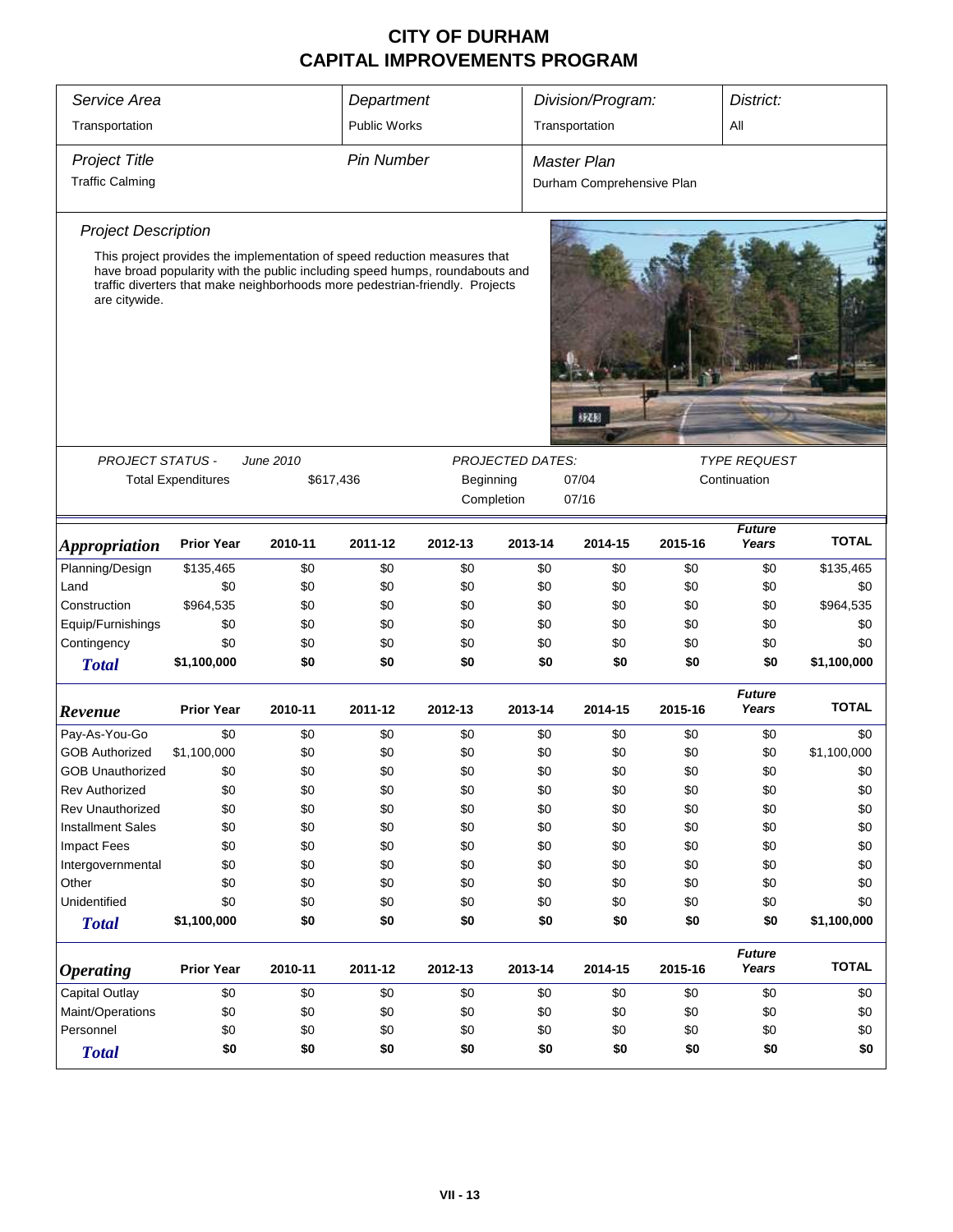# CITY OF DURHAM
# CAPITAL IMPROVEMENTS PROGRAM

| Service Area | Department | Division/Program: | District: |
|---|---|---|---|
| Transportation | Public Works | Transportation | All |

| Project Title | Pin Number | Master Plan |
|---|---|---|
| Traffic Calming | | Durham Comprehensive Plan |

*Project Description*

This project provides the implementation of speed reduction measures that have broad popularity with the public including speed humps, roundabouts and traffic diverters that make neighborhoods more pedestrian-friendly. Projects are citywide.

| PROJECT STATUS - | June 2010 | PROJECTED DATES: | | TYPE REQUEST |
|---|---|---|---|---|
| Total Expenditures | $617,436 | Beginning | 07/04 | Continuation |
| | | Completion | 07/16 | |

| *Appropriation* | Prior Year | 2010-11 | 2011-12 | 2012-13 | 2013-14 | 2014-15 | 2015-16 | Future Years | TOTAL |
|---|---|---|---|---|---|---|---|---|---|
| Planning/Design | $135,465 | $0 | $0 | $0 | $0 | $0 | $0 | $0 | $135,465 |
| Land | $0 | $0 | $0 | $0 | $0 | $0 | $0 | $0 | $0 |
| Construction | $964,535 | $0 | $0 | $0 | $0 | $0 | $0 | $0 | $964,535 |
| Equip/Furnishings | $0 | $0 | $0 | $0 | $0 | $0 | $0 | $0 | $0 |
| Contingency | $0 | $0 | $0 | $0 | $0 | $0 | $0 | $0 | $0 |
| **Total** | **$1,100,000** | **$0** | **$0** | **$0** | **$0** | **$0** | **$0** | **$0** | **$1,100,000** |

| *Revenue* | Prior Year | 2010-11 | 2011-12 | 2012-13 | 2013-14 | 2014-15 | 2015-16 | Future Years | TOTAL |
|---|---|---|---|---|---|---|---|---|---|
| Pay-As-You-Go | $0 | $0 | $0 | $0 | $0 | $0 | $0 | $0 | $0 |
| GOB Authorized | $1,100,000 | $0 | $0 | $0 | $0 | $0 | $0 | $0 | $1,100,000 |
| GOB Unauthorized | $0 | $0 | $0 | $0 | $0 | $0 | $0 | $0 | $0 |
| Rev Authorized | $0 | $0 | $0 | $0 | $0 | $0 | $0 | $0 | $0 |
| Rev Unauthorized | $0 | $0 | $0 | $0 | $0 | $0 | $0 | $0 | $0 |
| Installment Sales | $0 | $0 | $0 | $0 | $0 | $0 | $0 | $0 | $0 |
| Impact Fees | $0 | $0 | $0 | $0 | $0 | $0 | $0 | $0 | $0 |
| Intergovernmental | $0 | $0 | $0 | $0 | $0 | $0 | $0 | $0 | $0 |
| Other | $0 | $0 | $0 | $0 | $0 | $0 | $0 | $0 | $0 |
| Unidentified | $0 | $0 | $0 | $0 | $0 | $0 | $0 | $0 | $0 |
| **Total** | **$1,100,000** | **$0** | **$0** | **$0** | **$0** | **$0** | **$0** | **$0** | **$1,100,000** |

| *Operating* | Prior Year | 2010-11 | 2011-12 | 2012-13 | 2013-14 | 2014-15 | 2015-16 | Future Years | TOTAL |
|---|---|---|---|---|---|---|---|---|---|
| Capital Outlay | $0 | $0 | $0 | $0 | $0 | $0 | $0 | $0 | $0 |
| Maint/Operations | $0 | $0 | $0 | $0 | $0 | $0 | $0 | $0 | $0 |
| Personnel | $0 | $0 | $0 | $0 | $0 | $0 | $0 | $0 | $0 |
| **Total** | **$0** | **$0** | **$0** | **$0** | **$0** | **$0** | **$0** | **$0** | **$0** |